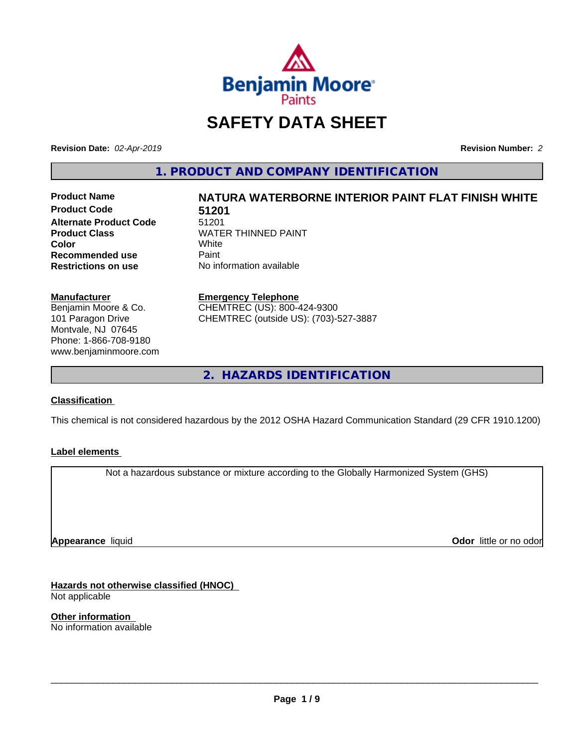# SAFETY DATA SHEET

**Revision Date:** *02-Apr-2019* **Revision Number:** *2*

## 1. PRODUCT AND COMPANY IDENTIFICATION

| | |
|---|---|
| **Product Name** | **NATURA WATERBORNE INTERIOR PAINT FLAT FINISH WHITE** |
| **Product Code** | **51201** |
| **Alternate Product Code** | 51201 |
| **Product Class** | WATER THINNED PAINT |
| **Color** | White |
| **Recommended use** | Paint |
| **Restrictions on use** | No information available |

**Manufacturer**
Benjamin Moore & Co.
101 Paragon Drive
Montvale, NJ 07645
Phone: 1-866-708-9180
www.benjaminmoore.com

**Emergency Telephone**
CHEMTREC (US): 800-424-9300
CHEMTREC (outside US): (703)-527-3887

## 2. HAZARDS IDENTIFICATION

**Classification**

This chemical is not considered hazardous by the 2012 OSHA Hazard Communication Standard (29 CFR 1910.1200)

**Label elements**

Not a hazardous substance or mixture according to the Globally Harmonized System (GHS)

**Appearance** liquid **Odor** little or no odor

**Hazards not otherwise classified (HNOC)**
Not applicable

**Other information**
No information available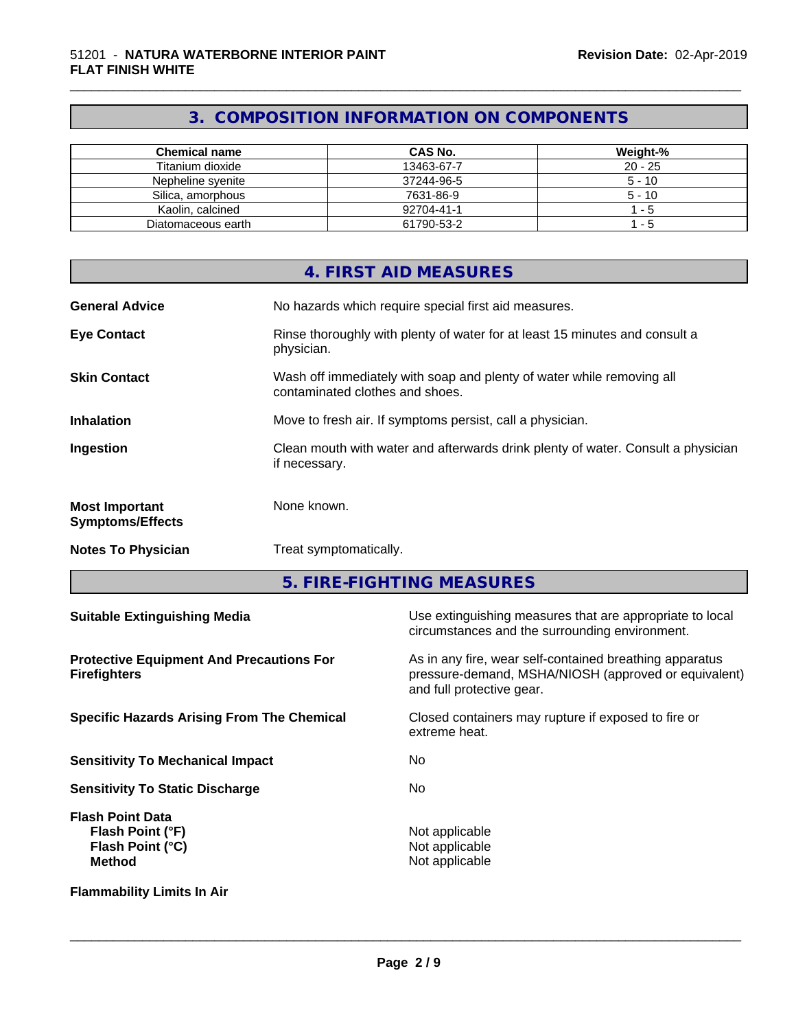## 3. COMPOSITION INFORMATION ON COMPONENTS

| Chemical name | CAS No. | Weight-% |
|---|---|---|
| Titanium dioxide | 13463-67-7 | 20 - 25 |
| Nepheline syenite | 37244-96-5 | 5 - 10 |
| Silica, amorphous | 7631-86-9 | 5 - 10 |
| Kaolin, calcined | 92704-41-1 | 1 - 5 |
| Diatomaceous earth | 61790-53-2 | 1 - 5 |

## 4. FIRST AID MEASURES

**General Advice** No hazards which require special first aid measures.

**Eye Contact** Rinse thoroughly with plenty of water for at least 15 minutes and consult a physician.

**Skin Contact** Wash off immediately with soap and plenty of water while removing all contaminated clothes and shoes.

**Inhalation** Move to fresh air. If symptoms persist, call a physician.

**Ingestion** Clean mouth with water and afterwards drink plenty of water. Consult a physician if necessary.

**Most Important Symptoms/Effects** None known.

**Notes To Physician** Treat symptomatically.

## 5. FIRE-FIGHTING MEASURES

**Suitable Extinguishing Media** Use extinguishing measures that are appropriate to local circumstances and the surrounding environment.

**Protective Equipment And Precautions For Firefighters** As in any fire, wear self-contained breathing apparatus pressure-demand, MSHA/NIOSH (approved or equivalent) and full protective gear.

**Specific Hazards Arising From The Chemical** Closed containers may rupture if exposed to fire or extreme heat.

**Sensitivity To Mechanical Impact** No

**Sensitivity To Static Discharge** No

**Flash Point Data**
**Flash Point (°F)** Not applicable
**Flash Point (°C)** Not applicable
**Method** Not applicable

**Flammability Limits In Air**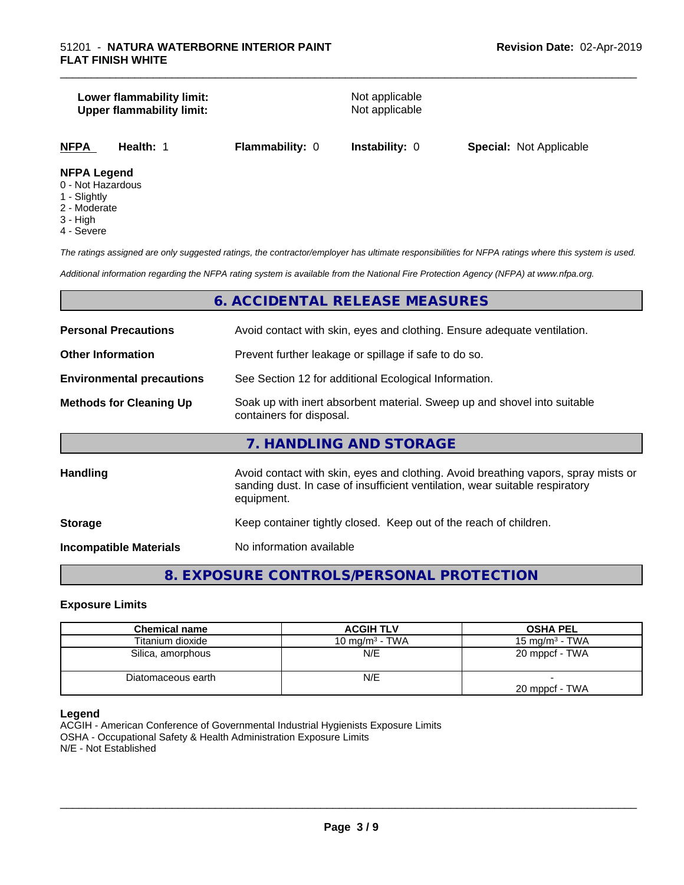| | |
|---|---|
| **Lower flammability limit:** | Not applicable |
| **Upper flammability limit:** | Not applicable |

| **NFPA** | **Health:** 1 | **Flammability:** 0 | **Instability:** 0 | **Special:** Not Applicable |
|---|---|---|---|---|

**NFPA Legend**
- 0 - Not Hazardous
- 1 - Slightly
- 2 - Moderate
- 3 - High
- 4 - Severe

*The ratings assigned are only suggested ratings, the contractor/employer has ultimate responsibilities for NFPA ratings where this system is used.*

*Additional information regarding the NFPA rating system is available from the National Fire Protection Agency (NFPA) at www.nfpa.org.*

## 6. ACCIDENTAL RELEASE MEASURES

| | |
|---|---|
| **Personal Precautions** | Avoid contact with skin, eyes and clothing. Ensure adequate ventilation. |
| **Other Information** | Prevent further leakage or spillage if safe to do so. |
| **Environmental precautions** | See Section 12 for additional Ecological Information. |
| **Methods for Cleaning Up** | Soak up with inert absorbent material. Sweep up and shovel into suitable containers for disposal. |

## 7. HANDLING AND STORAGE

| | |
|---|---|
| **Handling** | Avoid contact with skin, eyes and clothing. Avoid breathing vapors, spray mists or sanding dust. In case of insufficient ventilation, wear suitable respiratory equipment. |
| **Storage** | Keep container tightly closed. Keep out of the reach of children. |
| **Incompatible Materials** | No information available |

## 8. EXPOSURE CONTROLS/PERSONAL PROTECTION

### Exposure Limits

| Chemical name | ACGIH TLV | OSHA PEL |
|---|---|---|
| Titanium dioxide | 10 mg/m³ - TWA | 15 mg/m³ - TWA |
| Silica, amorphous | N/E | 20 mppcf - TWA |
| Diatomaceous earth | N/E | - <br> 20 mppcf - TWA |

**Legend**
ACGIH - American Conference of Governmental Industrial Hygienists Exposure Limits
OSHA - Occupational Safety & Health Administration Exposure Limits
N/E - Not Established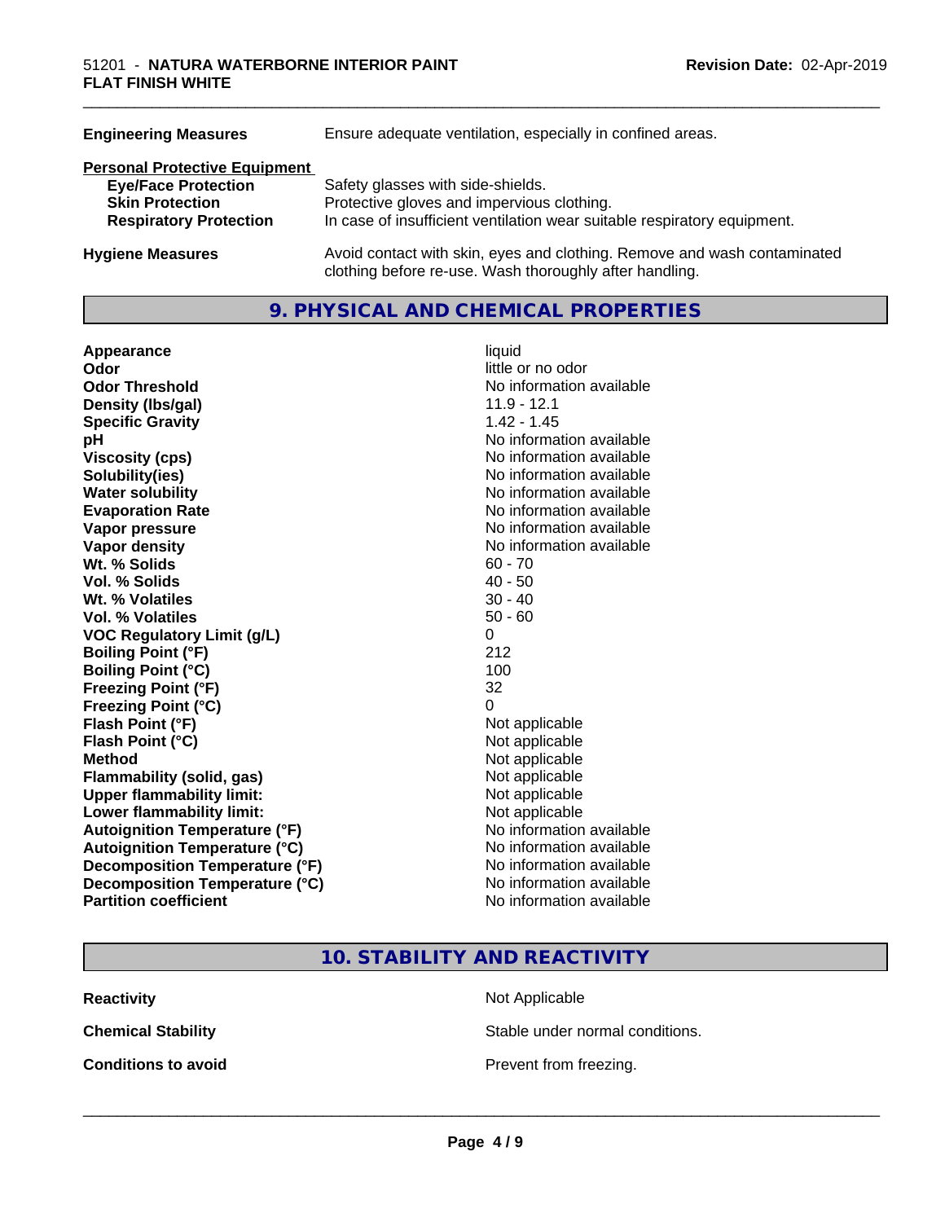| | |
|---|---|
| **Engineering Measures** | Ensure adequate ventilation, especially in confined areas. |

**Personal Protective Equipment**

| | |
|---|---|
| **Eye/Face Protection** | Safety glasses with side-shields. |
| **Skin Protection** | Protective gloves and impervious clothing. |
| **Respiratory Protection** | In case of insufficient ventilation wear suitable respiratory equipment. |

| | |
|---|---|
| **Hygiene Measures** | Avoid contact with skin, eyes and clothing. Remove and wash contaminated clothing before re-use. Wash thoroughly after handling. |

## 9. PHYSICAL AND CHEMICAL PROPERTIES

| | |
|---|---|
| **Appearance** | liquid |
| **Odor** | little or no odor |
| **Odor Threshold** | No information available |
| **Density (lbs/gal)** | 11.9 - 12.1 |
| **Specific Gravity** | 1.42 - 1.45 |
| **pH** | No information available |
| **Viscosity (cps)** | No information available |
| **Solubility(ies)** | No information available |
| **Water solubility** | No information available |
| **Evaporation Rate** | No information available |
| **Vapor pressure** | No information available |
| **Vapor density** | No information available |
| **Wt. % Solids** | 60 - 70 |
| **Vol. % Solids** | 40 - 50 |
| **Wt. % Volatiles** | 30 - 40 |
| **Vol. % Volatiles** | 50 - 60 |
| **VOC Regulatory Limit (g/L)** | 0 |
| **Boiling Point (°F)** | 212 |
| **Boiling Point (°C)** | 100 |
| **Freezing Point (°F)** | 32 |
| **Freezing Point (°C)** | 0 |
| **Flash Point (°F)** | Not applicable |
| **Flash Point (°C)** | Not applicable |
| **Method** | Not applicable |
| **Flammability (solid, gas)** | Not applicable |
| **Upper flammability limit:** | Not applicable |
| **Lower flammability limit:** | Not applicable |
| **Autoignition Temperature (°F)** | No information available |
| **Autoignition Temperature (°C)** | No information available |
| **Decomposition Temperature (°F)** | No information available |
| **Decomposition Temperature (°C)** | No information available |
| **Partition coefficient** | No information available |

## 10. STABILITY AND REACTIVITY

| | |
|---|---|
| **Reactivity** | Not Applicable |
| **Chemical Stability** | Stable under normal conditions. |
| **Conditions to avoid** | Prevent from freezing. |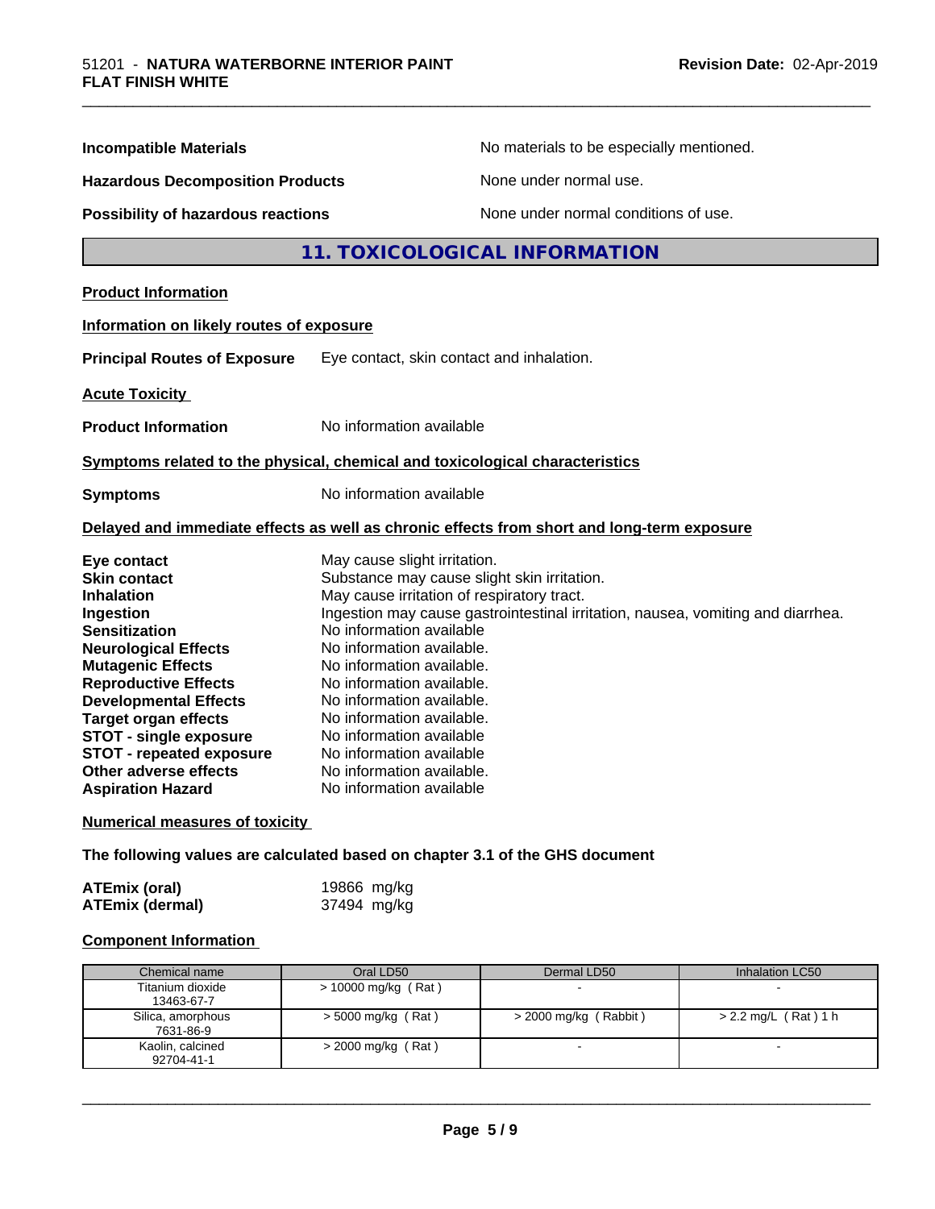**Incompatible Materials** No materials to be especially mentioned.

**Hazardous Decomposition Products** None under normal use.

**Possibility of hazardous reactions** None under normal conditions of use.

## 11. TOXICOLOGICAL INFORMATION

**Product Information**

**Information on likely routes of exposure**

**Principal Routes of Exposure** Eye contact, skin contact and inhalation.

**Acute Toxicity**

**Product Information** No information available

**Symptoms related to the physical, chemical and toxicological characteristics**

**Symptoms** No information available

**Delayed and immediate effects as well as chronic effects from short and long-term exposure**

**Eye contact** May cause slight irritation.
**Skin contact** Substance may cause slight skin irritation.
**Inhalation** May cause irritation of respiratory tract.
**Ingestion** Ingestion may cause gastrointestinal irritation, nausea, vomiting and diarrhea.
**Sensitization** No information available
**Neurological Effects** No information available.
**Mutagenic Effects** No information available.
**Reproductive Effects** No information available.
**Developmental Effects** No information available.
**Target organ effects** No information available.
**STOT - single exposure** No information available
**STOT - repeated exposure** No information available
**Other adverse effects** No information available.
**Aspiration Hazard** No information available

**Numerical measures of toxicity**

**The following values are calculated based on chapter 3.1 of the GHS document**

**ATEmix (oral)** 19866 mg/kg
**ATEmix (dermal)** 37494 mg/kg

**Component Information**

| Chemical name | Oral LD50 | Dermal LD50 | Inhalation LC50 |
|---|---|---|---|
| Titanium dioxide 13463-67-7 | > 10000 mg/kg ( Rat ) | - | - |
| Silica, amorphous 7631-86-9 | > 5000 mg/kg ( Rat ) | > 2000 mg/kg ( Rabbit ) | > 2.2 mg/L ( Rat ) 1 h |
| Kaolin, calcined 92704-41-1 | > 2000 mg/kg ( Rat ) | - | - |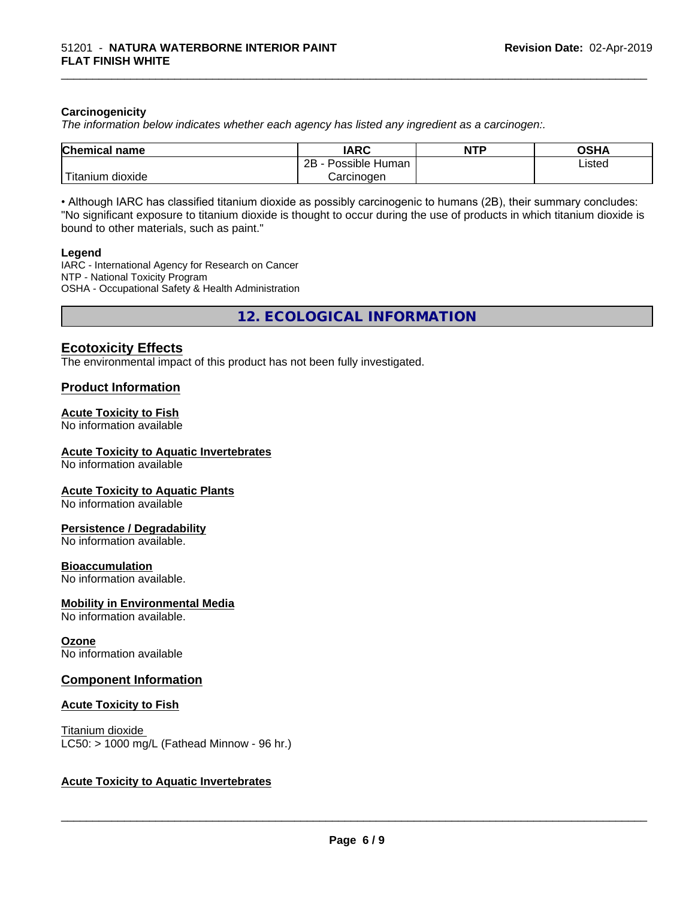**Carcinogenicity**

*The information below indicates whether each agency has listed any ingredient as a carcinogen:.*

| Chemical name | IARC | NTP | OSHA |
|---|---|---|---|
| Titanium dioxide | 2B - Possible Human Carcinogen | | Listed |

• Although IARC has classified titanium dioxide as possibly carcinogenic to humans (2B), their summary concludes: "No significant exposure to titanium dioxide is thought to occur during the use of products in which titanium dioxide is bound to other materials, such as paint."

**Legend**

IARC - International Agency for Research on Cancer
NTP - National Toxicity Program
OSHA - Occupational Safety & Health Administration

## 12. ECOLOGICAL INFORMATION

### Ecotoxicity Effects

The environmental impact of this product has not been fully investigated.

### Product Information

**Acute Toxicity to Fish**
No information available

**Acute Toxicity to Aquatic Invertebrates**
No information available

**Acute Toxicity to Aquatic Plants**
No information available

**Persistence / Degradability**
No information available.

**Bioaccumulation**
No information available.

**Mobility in Environmental Media**
No information available.

**Ozone**
No information available

### Component Information

**Acute Toxicity to Fish**

Titanium dioxide
LC50: > 1000 mg/L (Fathead Minnow - 96 hr.)

**Acute Toxicity to Aquatic Invertebrates**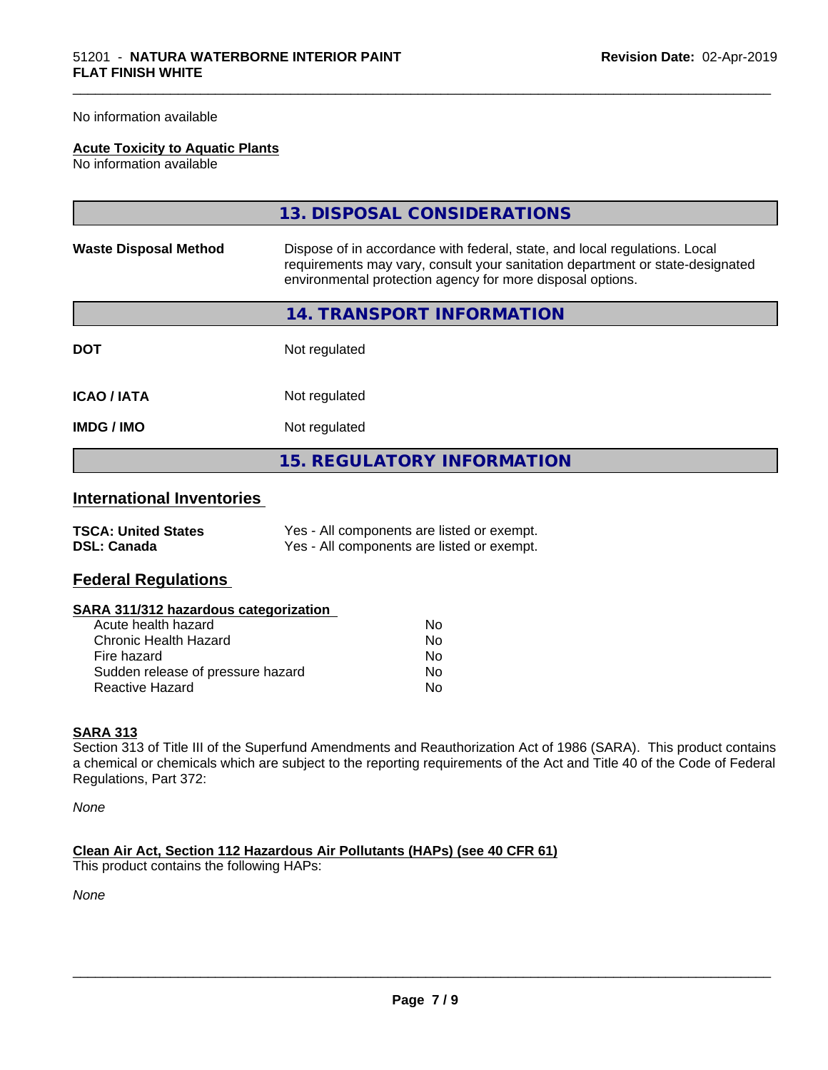No information available

**Acute Toxicity to Aquatic Plants**
No information available

## 13. DISPOSAL CONSIDERATIONS

| | |
|---|---|
| **Waste Disposal Method** | Dispose of in accordance with federal, state, and local regulations. Local requirements may vary, consult your sanitation department or state-designated environmental protection agency for more disposal options. |

## 14. TRANSPORT INFORMATION

| | |
|---|---|
| **DOT** | Not regulated |
| **ICAO / IATA** | Not regulated |
| **IMDG / IMO** | Not regulated |

## 15. REGULATORY INFORMATION

### International Inventories

| | |
|---|---|
| **TSCA: United States** | Yes - All components are listed or exempt. |
| **DSL: Canada** | Yes - All components are listed or exempt. |

### Federal Regulations

**SARA 311/312 hazardous categorization**

| | |
|---|---|
| Acute health hazard | No |
| Chronic Health Hazard | No |
| Fire hazard | No |
| Sudden release of pressure hazard | No |
| Reactive Hazard | No |

**SARA 313**
Section 313 of Title III of the Superfund Amendments and Reauthorization Act of 1986 (SARA). This product contains a chemical or chemicals which are subject to the reporting requirements of the Act and Title 40 of the Code of Federal Regulations, Part 372:

*None*

**Clean Air Act, Section 112 Hazardous Air Pollutants (HAPs) (see 40 CFR 61)**
This product contains the following HAPs:

*None*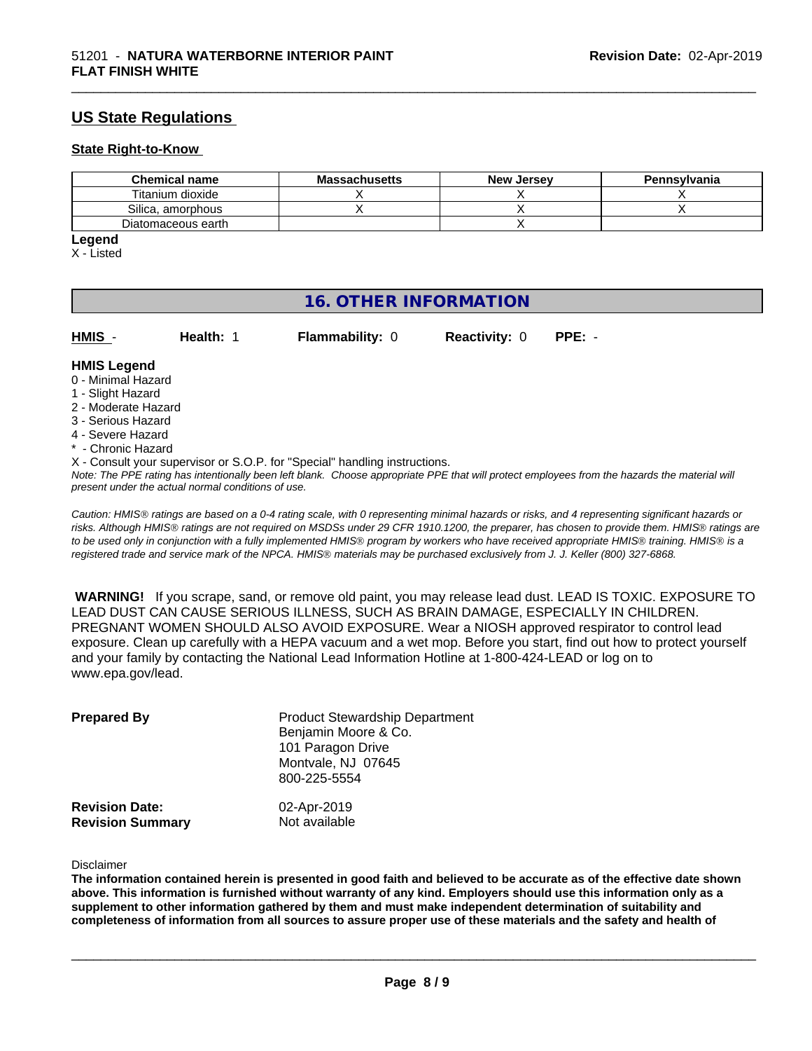## US State Regulations

### State Right-to-Know

| Chemical name | Massachusetts | New Jersey | Pennsylvania |
|---|---|---|---|
| Titanium dioxide | X | X | X |
| Silica, amorphous | X | X | X |
| Diatomaceous earth | | X | |

**Legend**

X - Listed

# 16. OTHER INFORMATION

**HMIS** - **Health:** 1 **Flammability:** 0 **Reactivity:** 0 **PPE:** -

**HMIS Legend**

0 - Minimal Hazard
1 - Slight Hazard
2 - Moderate Hazard
3 - Serious Hazard
4 - Severe Hazard
* - Chronic Hazard
X - Consult your supervisor or S.O.P. for "Special" handling instructions.

*Note: The PPE rating has intentionally been left blank. Choose appropriate PPE that will protect employees from the hazards the material will present under the actual normal conditions of use.*

*Caution: HMIS® ratings are based on a 0-4 rating scale, with 0 representing minimal hazards or risks, and 4 representing significant hazards or risks. Although HMIS® ratings are not required on MSDSs under 29 CFR 1910.1200, the preparer, has chosen to provide them. HMIS® ratings are to be used only in conjunction with a fully implemented HMIS® program by workers who have received appropriate HMIS® training. HMIS® is a registered trade and service mark of the NPCA. HMIS® materials may be purchased exclusively from J. J. Keller (800) 327-6868.*

**WARNING!** If you scrape, sand, or remove old paint, you may release lead dust. LEAD IS TOXIC. EXPOSURE TO LEAD DUST CAN CAUSE SERIOUS ILLNESS, SUCH AS BRAIN DAMAGE, ESPECIALLY IN CHILDREN. PREGNANT WOMEN SHOULD ALSO AVOID EXPOSURE. Wear a NIOSH approved respirator to control lead exposure. Clean up carefully with a HEPA vacuum and a wet mop. Before you start, find out how to protect yourself and your family by contacting the National Lead Information Hotline at 1-800-424-LEAD or log on to www.epa.gov/lead.

**Prepared By**

Product Stewardship Department
Benjamin Moore & Co.
101 Paragon Drive
Montvale, NJ 07645
800-225-5554

**Revision Date:** 02-Apr-2019
**Revision Summary** Not available

Disclaimer

**The information contained herein is presented in good faith and believed to be accurate as of the effective date shown above. This information is furnished without warranty of any kind. Employers should use this information only as a supplement to other information gathered by them and must make independent determination of suitability and completeness of information from all sources to assure proper use of these materials and the safety and health of**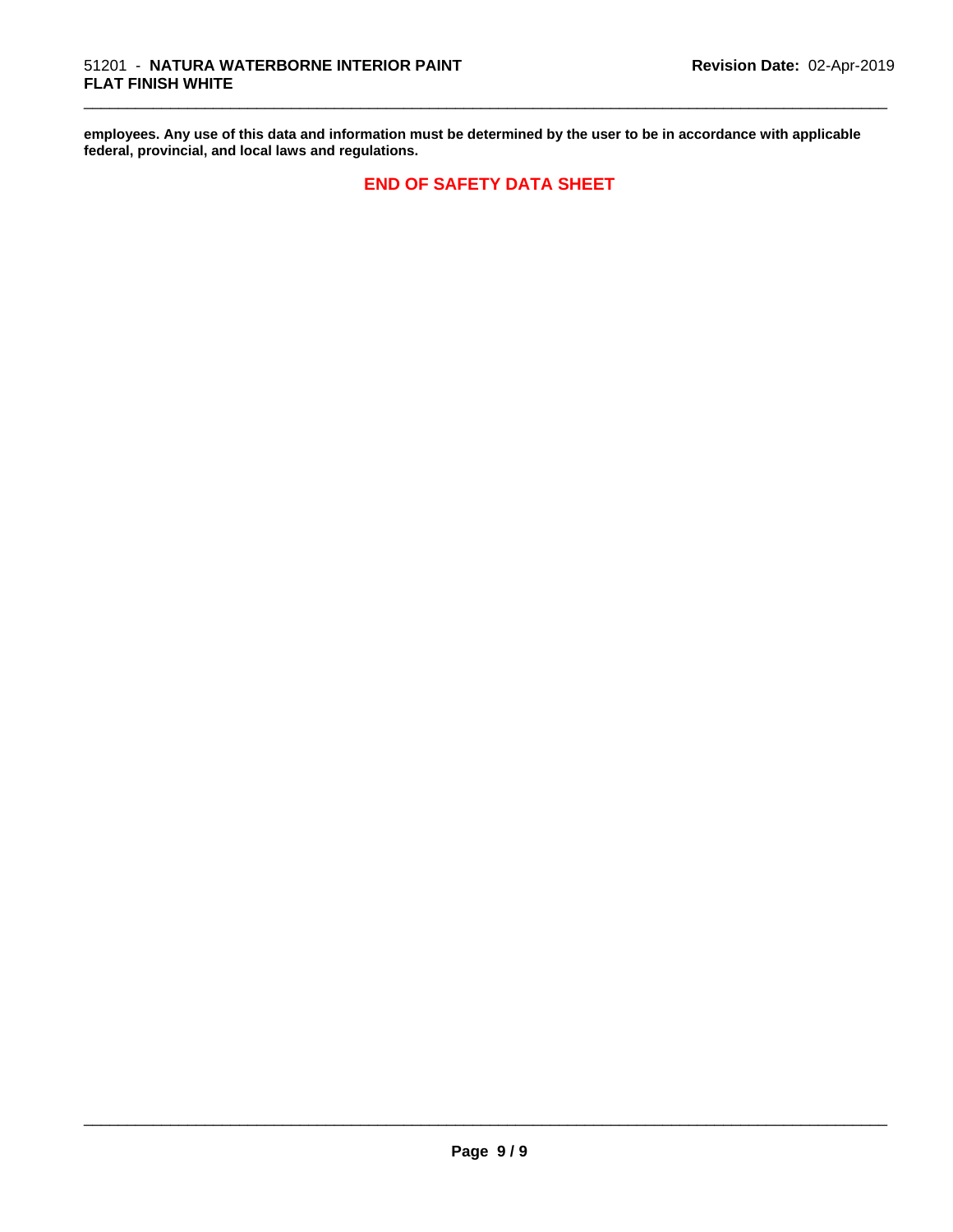**employees. Any use of this data and information must be determined by the user to be in accordance with applicable federal, provincial, and local laws and regulations.**

**END OF SAFETY DATA SHEET**